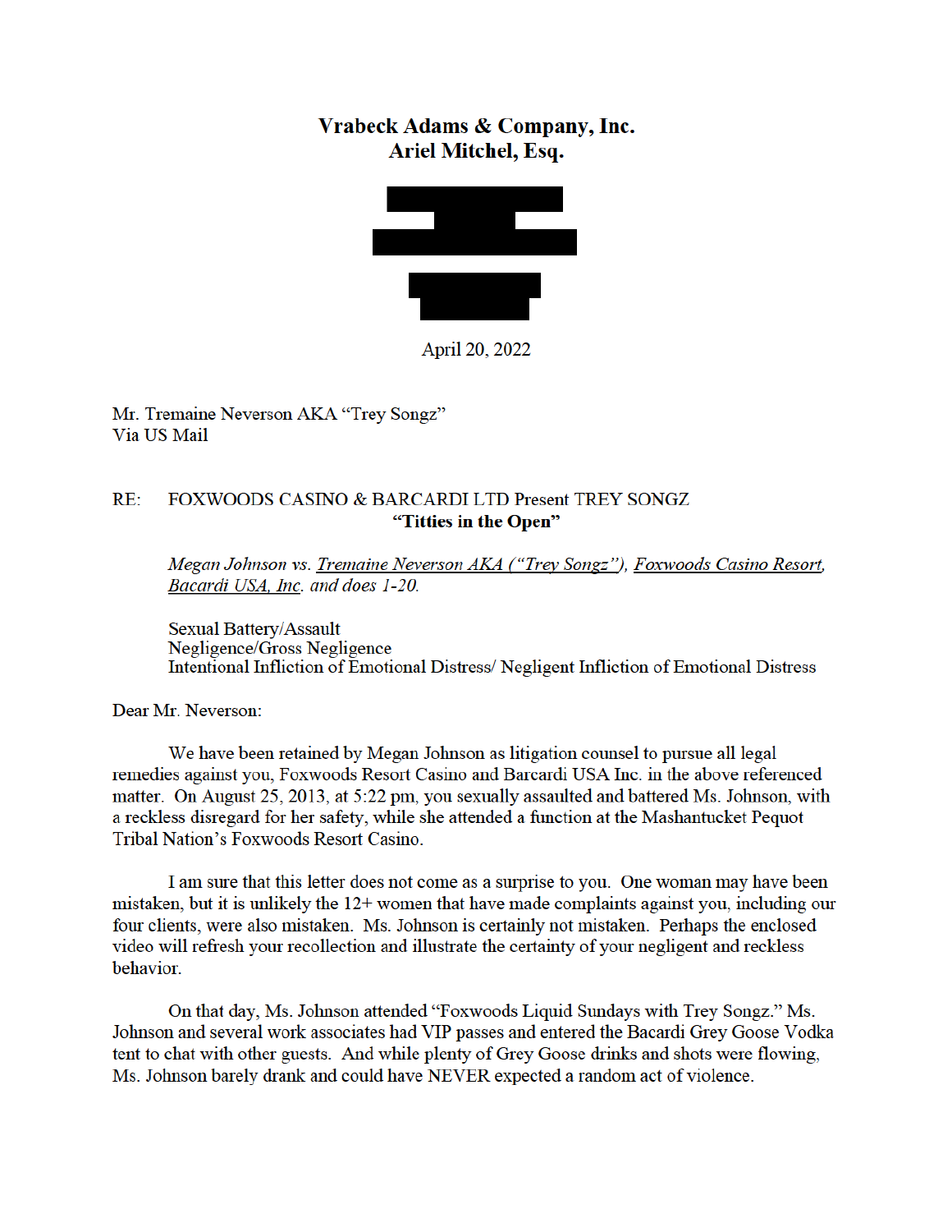**Vrabeck Adams & Company, Inc.**
**Ariel Mitchel, Esq.**

April 20, 2022

Mr. Tremaine Neverson AKA "Trey Songz"
Via US Mail

RE: FOXWOODS CASINO & BARCARDI LTD Present TREY SONGZ
**"Titties in the Open"**

*Megan Johnson vs. Tremaine Neverson AKA ("Trey Songz"), Foxwoods Casino Resort, Bacardi USA, Inc. and does 1-20.*

Sexual Battery/Assault
Negligence/Gross Negligence
Intentional Infliction of Emotional Distress/ Negligent Infliction of Emotional Distress

Dear Mr. Neverson:

We have been retained by Megan Johnson as litigation counsel to pursue all legal remedies against you, Foxwoods Resort Casino and Barcardi USA Inc. in the above referenced matter. On August 25, 2013, at 5:22 pm, you sexually assaulted and battered Ms. Johnson, with a reckless disregard for her safety, while she attended a function at the Mashantucket Pequot Tribal Nation's Foxwoods Resort Casino.

I am sure that this letter does not come as a surprise to you. One woman may have been mistaken, but it is unlikely the 12+ women that have made complaints against you, including our four clients, were also mistaken. Ms. Johnson is certainly not mistaken. Perhaps the enclosed video will refresh your recollection and illustrate the certainty of your negligent and reckless behavior.

On that day, Ms. Johnson attended "Foxwoods Liquid Sundays with Trey Songz." Ms. Johnson and several work associates had VIP passes and entered the Bacardi Grey Goose Vodka tent to chat with other guests. And while plenty of Grey Goose drinks and shots were flowing, Ms. Johnson barely drank and could have NEVER expected a random act of violence.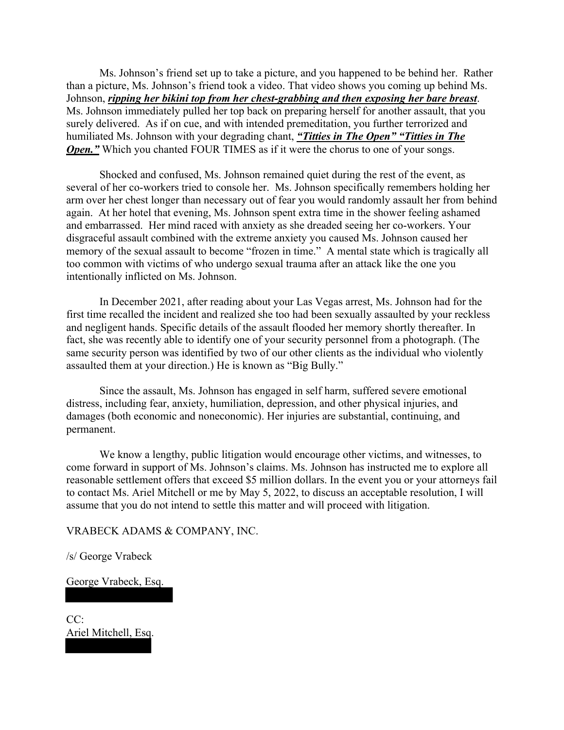Ms. Johnson's friend set up to take a picture, and you happened to be behind her. Rather than a picture, Ms. Johnson's friend took a video. That video shows you coming up behind Ms. Johnson, ***ripping her bikini top from her chest-grabbing and then exposing her bare breast***. Ms. Johnson immediately pulled her top back on preparing herself for another assault, that you surely delivered. As if on cue, and with intended premeditation, you further terrorized and humiliated Ms. Johnson with your degrading chant, ***"Titties in The Open" "Titties in The Open."*** Which you chanted FOUR TIMES as if it were the chorus to one of your songs.

Shocked and confused, Ms. Johnson remained quiet during the rest of the event, as several of her co-workers tried to console her. Ms. Johnson specifically remembers holding her arm over her chest longer than necessary out of fear you would randomly assault her from behind again. At her hotel that evening, Ms. Johnson spent extra time in the shower feeling ashamed and embarrassed. Her mind raced with anxiety as she dreaded seeing her co-workers. Your disgraceful assault combined with the extreme anxiety you caused Ms. Johnson caused her memory of the sexual assault to become "frozen in time." A mental state which is tragically all too common with victims of who undergo sexual trauma after an attack like the one you intentionally inflicted on Ms. Johnson.

In December 2021, after reading about your Las Vegas arrest, Ms. Johnson had for the first time recalled the incident and realized she too had been sexually assaulted by your reckless and negligent hands. Specific details of the assault flooded her memory shortly thereafter. In fact, she was recently able to identify one of your security personnel from a photograph. (The same security person was identified by two of our other clients as the individual who violently assaulted them at your direction.) He is known as "Big Bully."

Since the assault, Ms. Johnson has engaged in self harm, suffered severe emotional distress, including fear, anxiety, humiliation, depression, and other physical injuries, and damages (both economic and noneconomic). Her injuries are substantial, continuing, and permanent.

We know a lengthy, public litigation would encourage other victims, and witnesses, to come forward in support of Ms. Johnson's claims. Ms. Johnson has instructed me to explore all reasonable settlement offers that exceed $5 million dollars. In the event you or your attorneys fail to contact Ms. Ariel Mitchell or me by May 5, 2022, to discuss an acceptable resolution, I will assume that you do not intend to settle this matter and will proceed with litigation.

VRABECK ADAMS & COMPANY, INC.

/s/ George Vrabeck

George Vrabeck, Esq.

CC:
Ariel Mitchell, Esq.